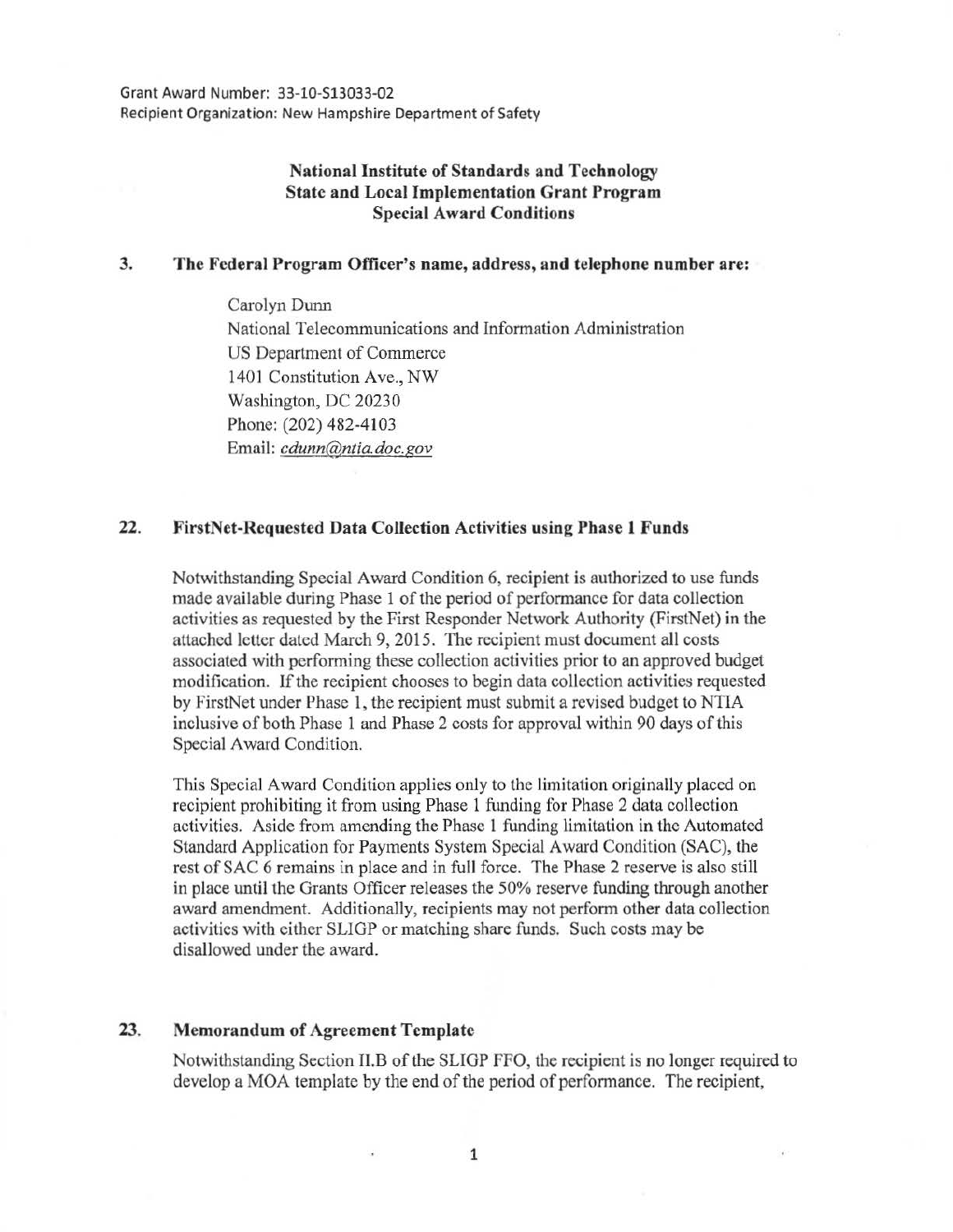Grant Award Number: 33-10-S13033-02
Recipient Organization: New Hampshire Department of Safety

## National Institute of Standards and Technology
## State and Local Implementation Grant Program
## Special Award Conditions

**3. The Federal Program Officer's name, address, and telephone number are:**

Carolyn Dunn
National Telecommunications and Information Administration
US Department of Commerce
1401 Constitution Ave., NW
Washington, DC 20230
Phone: (202) 482-4103
Email: *cdunn@ntia.doc.gov*

**22. FirstNet-Requested Data Collection Activities using Phase 1 Funds**

Notwithstanding Special Award Condition 6, recipient is authorized to use funds made available during Phase 1 of the period of performance for data collection activities as requested by the First Responder Network Authority (FirstNet) in the attached letter dated March 9, 2015. The recipient must document all costs associated with performing these collection activities prior to an approved budget modification. If the recipient chooses to begin data collection activities requested by FirstNet under Phase 1, the recipient must submit a revised budget to NTIA inclusive of both Phase 1 and Phase 2 costs for approval within 90 days of this Special Award Condition.

This Special Award Condition applies only to the limitation originally placed on recipient prohibiting it from using Phase 1 funding for Phase 2 data collection activities. Aside from amending the Phase 1 funding limitation in the Automated Standard Application for Payments System Special Award Condition (SAC), the rest of SAC 6 remains in place and in full force. The Phase 2 reserve is also still in place until the Grants Officer releases the 50% reserve funding through another award amendment. Additionally, recipients may not perform other data collection activities with either SLIGP or matching share funds. Such costs may be disallowed under the award.

**23. Memorandum of Agreement Template**

Notwithstanding Section II.B of the SLIGP FFO, the recipient is no longer required to develop a MOA template by the end of the period of performance. The recipient,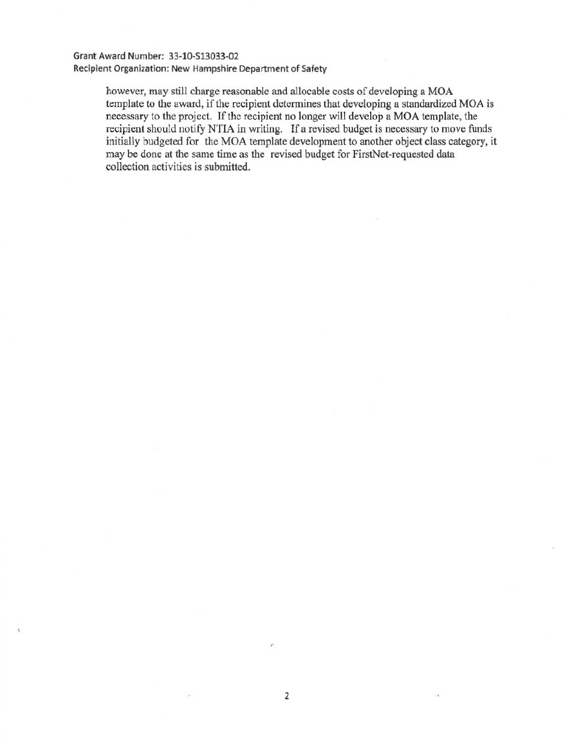however, may still charge reasonable and allocable costs of developing a MOA template to the award, if the recipient determines that developing a standardized MOA is necessary to the project. If the recipient no longer will develop a MOA template, the recipient should notify NTIA in writing. If a revised budget is necessary to move funds initially budgeted for the MOA template development to another object class category, it may be done at the same time as the revised budget for FirstNet-requested data collection activities is submitted.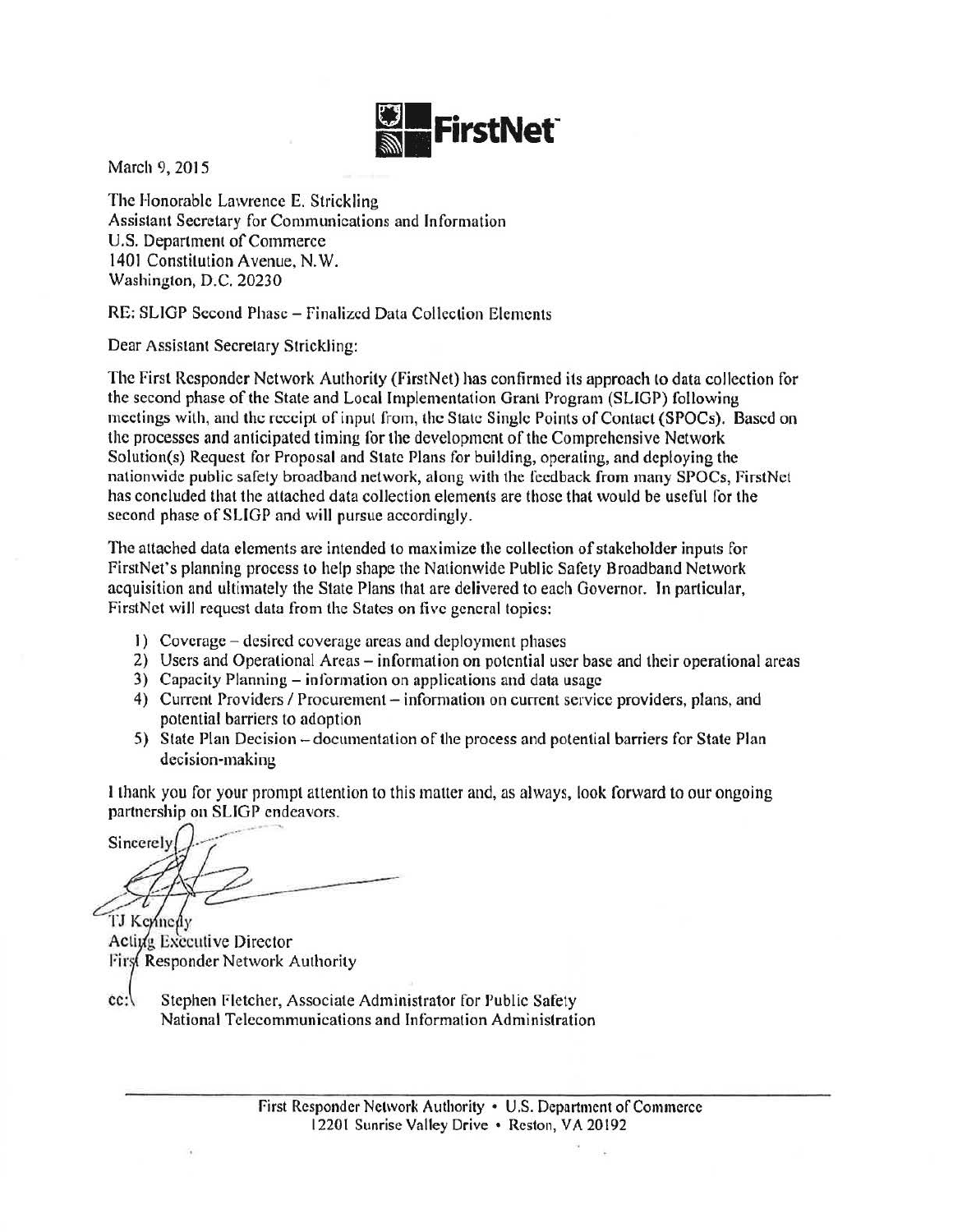FirstNet

March 9, 2015

The Honorable Lawrence E. Strickling
Assistant Secretary for Communications and Information
U.S. Department of Commerce
1401 Constitution Avenue, N.W.
Washington, D.C. 20230

RE: SLIGP Second Phase – Finalized Data Collection Elements

Dear Assistant Secretary Strickling:

The First Responder Network Authority (FirstNet) has confirmed its approach to data collection for the second phase of the State and Local Implementation Grant Program (SLIGP) following meetings with, and the receipt of input from, the State Single Points of Contact (SPOCs). Based on the processes and anticipated timing for the development of the Comprehensive Network Solution(s) Request for Proposal and State Plans for building, operating, and deploying the nationwide public safety broadband network, along with the feedback from many SPOCs, FirstNet has concluded that the attached data collection elements are those that would be useful for the second phase of SLIGP and will pursue accordingly.

The attached data elements are intended to maximize the collection of stakeholder inputs for FirstNet's planning process to help shape the Nationwide Public Safety Broadband Network acquisition and ultimately the State Plans that are delivered to each Governor. In particular, FirstNet will request data from the States on five general topics:

1) Coverage – desired coverage areas and deployment phases
2) Users and Operational Areas – information on potential user base and their operational areas
3) Capacity Planning – information on applications and data usage
4) Current Providers / Procurement – information on current service providers, plans, and potential barriers to adoption
5) State Plan Decision – documentation of the process and potential barriers for State Plan decision-making

I thank you for your prompt attention to this matter and, as always, look forward to our ongoing partnership on SLIGP endeavors.

Sincerely,

TJ Kennedy
Acting Executive Director
First Responder Network Authority

cc: Stephen Fletcher, Associate Administrator for Public Safety
National Telecommunications and Information Administration

First Responder Network Authority • U.S. Department of Commerce
12201 Sunrise Valley Drive • Reston, VA 20192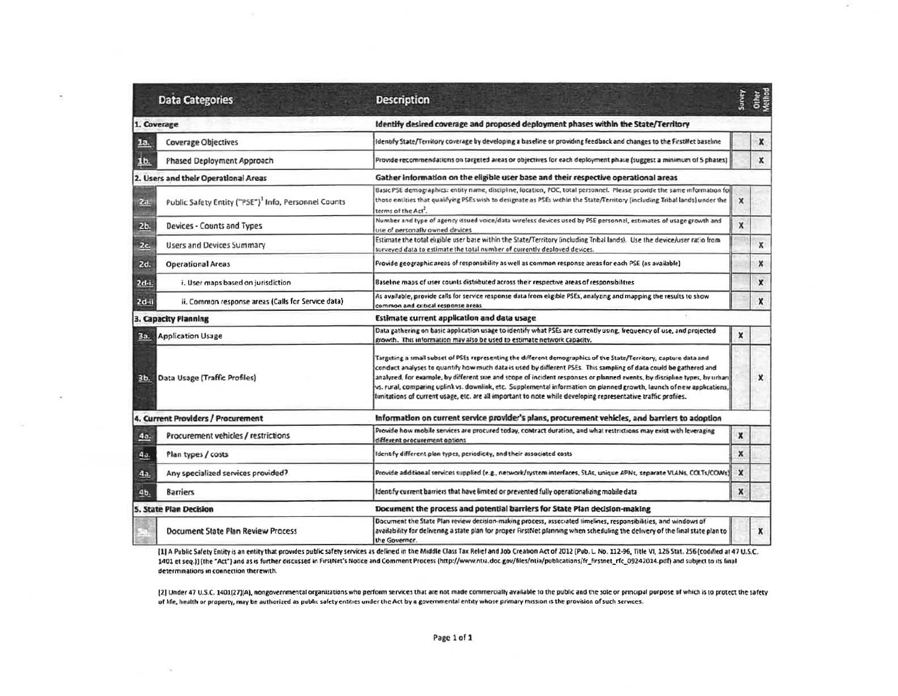| | Data Categories | Description | Survey | Other Method |
|---|---|---|---|---|
| **1. Coverage** | | **Identify desired coverage and proposed deployment phases within the State/Territory** | | |
| 1a. | Coverage Objectives | Identify State/Territory coverage by developing a baseline or providing feedback and changes to the FirstNet baseline | | X |
| 1b. | Phased Deployment Approach | Provide recommendations on targeted areas or objectives for each deployment phase (suggest a minimum of 5 phases) | | X |
| **2. Users and their Operational Areas** | | **Gather information on the eligible user base and their respective operational areas** | | |
| 2a. | Public Safety Entity ("PSE")[1] Info, Personnel Counts | Basic PSE demographics: entity name, discipline, location, POC, total personnel. Please provide the same information for those entities that qualifying PSEs wish to designate as PSEs within the State/Territory (including Tribal lands) under the terms of the Act[2]. | X | |
| 2b. | Devices - Counts and Types | Number and type of agency issued voice/data wireless devices used by PSE personnel, estimates of usage growth and use of personally owned devices | X | |
| 2c. | Users and Devices Summary | Estimate the total eligible user base within the State/Territory (including Tribal lands). Use the device/user ratio from surveyed data to estimate the total number of currently deployed devices. | | X |
| 2d. | Operational Areas | Provide geographic areas of responsibility as well as common response areas for each PSE (as available) | | X |
| 2d-i. | i. User maps based on jurisdiction | Baseline maps of user counts distributed across their respective areas of responsibilities | | X |
| 2d-ii | ii. Common response areas (Calls for Service data) | As available, provide calls for service response data from eligible PSEs, analyzing and mapping the results to show common and critical response areas | | X |
| **3. Capacity Planning** | | **Estimate current application and data usage** | | |
| 3a. | Application Usage | Data gathering on basic application usage to identify what PSEs are currently using, frequency of use, and projected growth. This information may also be used to estimate network capacity. | X | |
| 3b. | Data Usage (Traffic Profiles) | Targeting a small subset of PSEs representing the different demographics of the State/Territory, capture data and conduct analyses to quantify how much data is used by different PSEs. This sampling of data could be gathered and analyzed, for example, by different size and scope of incident responses or planned events, by discipline types, by urban vs. rural, comparing uplink vs. downlink, etc. Supplemental information on planned growth, launch of new applications, limitations of current usage, etc. are all important to note while developing representative traffic profiles. | | X |
| **4. Current Providers / Procurement** | | **Information on current service provider's plans, procurement vehicles, and barriers to adoption** | | |
| 4a. | Procurement vehicles / restrictions | Provide how mobile services are procured today, contract duration, and what restrictions may exist with leveraging different procurement options | X | |
| 4a. | Plan types / costs | Identify different plan types, periodicity, and their associated costs | X | |
| 4a. | Any specialized services provided? | Provide additional services supplied (e.g., network/system interfaces, SLAs, unique APNs, separate VLANs, COLTs/COWs) | X | |
| 4b. | Barriers | Identify current barriers that have limited or prevented fully operationalizing mobile data | X | |
| **5. State Plan Decision** | | **Document the process and potential barriers for State Plan decision-making** | | |
| 5a. | Document State Plan Review Process | Document the State Plan review decision-making process, associated timelines, responsibilities, and windows of availability for delivering a state plan for proper FirstNet planning when scheduling the delivery of the final state plan to the Governor. | | X |

[1] A Public Safety Entity is an entity that provides public safety services as defined in the Middle Class Tax Relief and Job Creation Act of 2012 (Pub. L. No. 112-96, Title VI, 126 Stat. 256 (codified at 47 U.S.C. 1401 et seq.)) (the "Act") and as is further discussed in FirstNet's Notice and Comment Process (http://www.ntia.doc.gov/files/ntia/publications/fr_firstnet_rfc_09242014.pdf) and subject to its final determinations in connection therewith.

[2] Under 47 U.S.C. 1401(27)(A), nongovernmental organizations who perform services that are not made commercially available to the public and the sole or principal purpose of which is to protect the safety of life, health or property, may be authorized as public safety entities under the Act by a governmental entity whose primary mission is the provision of such services.